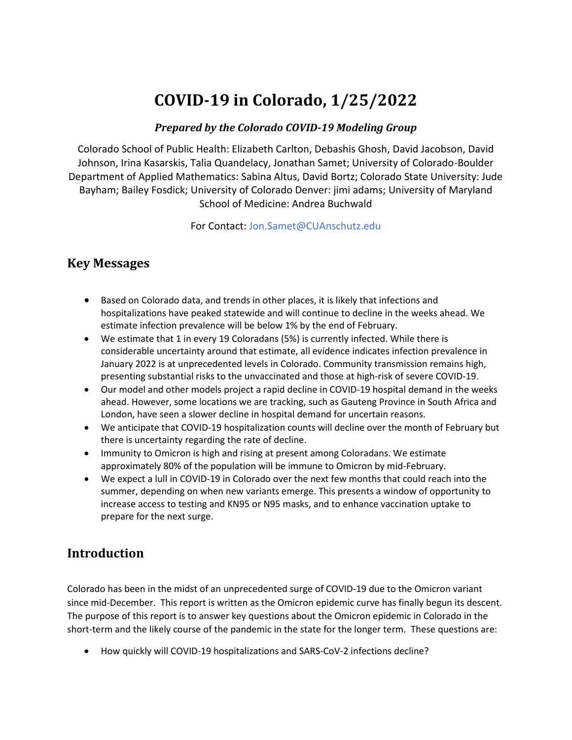# COVID-19 in Colorado, 1/25/2022

***Prepared by the Colorado COVID-19 Modeling Group***

Colorado School of Public Health: Elizabeth Carlton, Debashis Ghosh, David Jacobson, David Johnson, Irina Kasarskis, Talia Quandelacy, Jonathan Samet; University of Colorado-Boulder Department of Applied Mathematics: Sabina Altus, David Bortz; Colorado State University: Jude Bayham; Bailey Fosdick; University of Colorado Denver: jimi adams; University of Maryland School of Medicine: Andrea Buchwald

For Contact: Jon.Samet@CUAnschutz.edu

## Key Messages

- Based on Colorado data, and trends in other places, it is likely that infections and hospitalizations have peaked statewide and will continue to decline in the weeks ahead. We estimate infection prevalence will be below 1% by the end of February.
- We estimate that 1 in every 19 Coloradans (5%) is currently infected. While there is considerable uncertainty around that estimate, all evidence indicates infection prevalence in January 2022 is at unprecedented levels in Colorado. Community transmission remains high, presenting substantial risks to the unvaccinated and those at high-risk of severe COVID-19.
- Our model and other models project a rapid decline in COVID-19 hospital demand in the weeks ahead. However, some locations we are tracking, such as Gauteng Province in South Africa and London, have seen a slower decline in hospital demand for uncertain reasons.
- We anticipate that COVID-19 hospitalization counts will decline over the month of February but there is uncertainty regarding the rate of decline.
- Immunity to Omicron is high and rising at present among Coloradans. We estimate approximately 80% of the population will be immune to Omicron by mid-February.
- We expect a lull in COVID-19 in Colorado over the next few months that could reach into the summer, depending on when new variants emerge. This presents a window of opportunity to increase access to testing and KN95 or N95 masks, and to enhance vaccination uptake to prepare for the next surge.

## Introduction

Colorado has been in the midst of an unprecedented surge of COVID-19 due to the Omicron variant since mid-December. This report is written as the Omicron epidemic curve has finally begun its descent. The purpose of this report is to answer key questions about the Omicron epidemic in Colorado in the short-term and the likely course of the pandemic in the state for the longer term. These questions are:

- How quickly will COVID-19 hospitalizations and SARS-CoV-2 infections decline?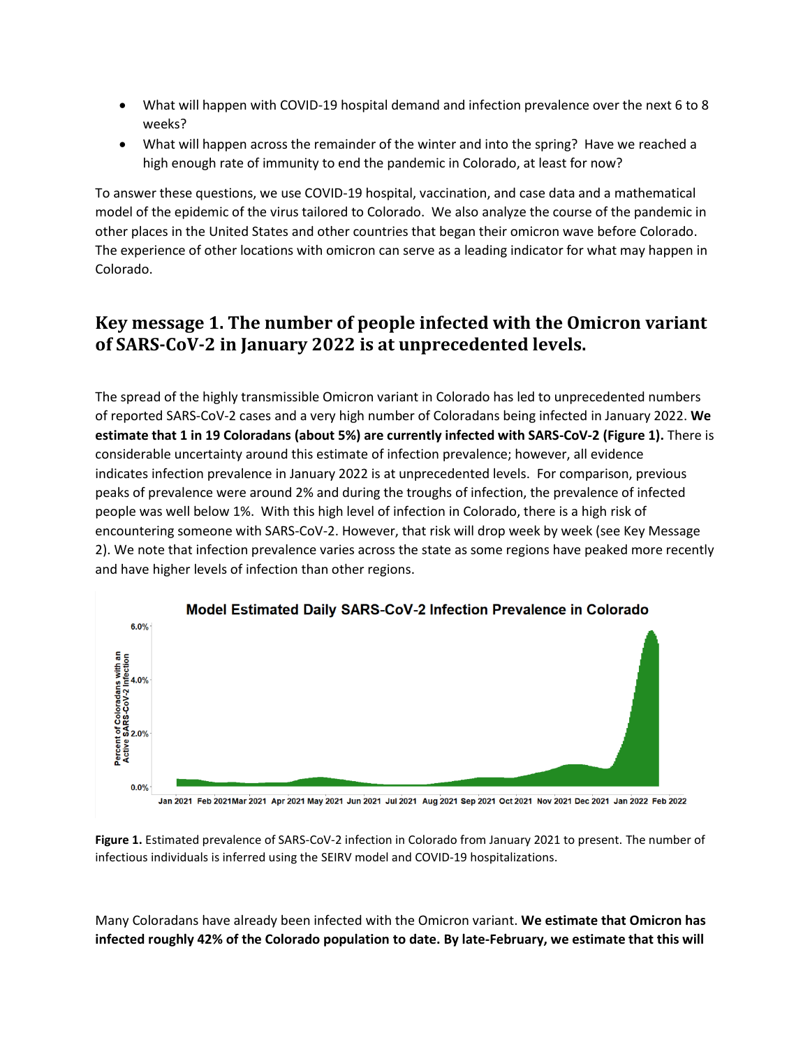- What will happen with COVID-19 hospital demand and infection prevalence over the next 6 to 8 weeks?
- What will happen across the remainder of the winter and into the spring? Have we reached a high enough rate of immunity to end the pandemic in Colorado, at least for now?

To answer these questions, we use COVID-19 hospital, vaccination, and case data and a mathematical model of the epidemic of the virus tailored to Colorado. We also analyze the course of the pandemic in other places in the United States and other countries that began their omicron wave before Colorado. The experience of other locations with omicron can serve as a leading indicator for what may happen in Colorado.

## Key message 1. The number of people infected with the Omicron variant of SARS-CoV-2 in January 2022 is at unprecedented levels.

The spread of the highly transmissible Omicron variant in Colorado has led to unprecedented numbers of reported SARS-CoV-2 cases and a very high number of Coloradans being infected in January 2022. **We estimate that 1 in 19 Coloradans (about 5%) are currently infected with SARS-CoV-2 (Figure 1).** There is considerable uncertainty around this estimate of infection prevalence; however, all evidence indicates infection prevalence in January 2022 is at unprecedented levels. For comparison, previous peaks of prevalence were around 2% and during the troughs of infection, the prevalence of infected people was well below 1%. With this high level of infection in Colorado, there is a high risk of encountering someone with SARS-CoV-2. However, that risk will drop week by week (see Key Message 2). We note that infection prevalence varies across the state as some regions have peaked more recently and have higher levels of infection than other regions.

**Figure 1.** Estimated prevalence of SARS-CoV-2 infection in Colorado from January 2021 to present. The number of infectious individuals is inferred using the SEIRV model and COVID-19 hospitalizations.

Many Coloradans have already been infected with the Omicron variant. **We estimate that Omicron has infected roughly 42% of the Colorado population to date. By late-February, we estimate that this will**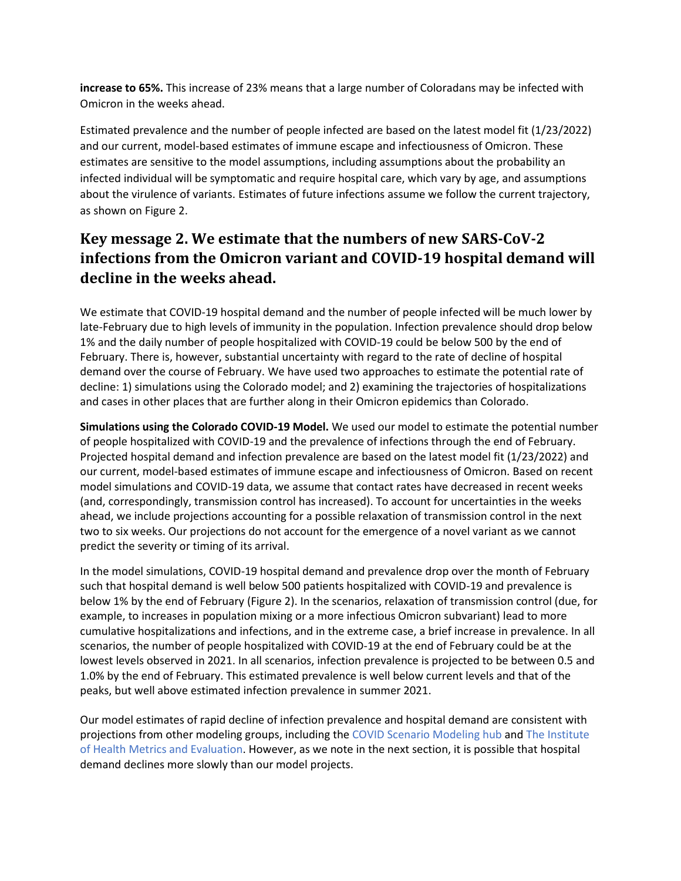**increase to 65%.** This increase of 23% means that a large number of Coloradans may be infected with Omicron in the weeks ahead.

Estimated prevalence and the number of people infected are based on the latest model fit (1/23/2022) and our current, model-based estimates of immune escape and infectiousness of Omicron. These estimates are sensitive to the model assumptions, including assumptions about the probability an infected individual will be symptomatic and require hospital care, which vary by age, and assumptions about the virulence of variants. Estimates of future infections assume we follow the current trajectory, as shown on Figure 2.

## Key message 2. We estimate that the numbers of new SARS-CoV-2 infections from the Omicron variant and COVID-19 hospital demand will decline in the weeks ahead.

We estimate that COVID-19 hospital demand and the number of people infected will be much lower by late-February due to high levels of immunity in the population. Infection prevalence should drop below 1% and the daily number of people hospitalized with COVID-19 could be below 500 by the end of February. There is, however, substantial uncertainty with regard to the rate of decline of hospital demand over the course of February. We have used two approaches to estimate the potential rate of decline: 1) simulations using the Colorado model; and 2) examining the trajectories of hospitalizations and cases in other places that are further along in their Omicron epidemics than Colorado.

**Simulations using the Colorado COVID-19 Model.** We used our model to estimate the potential number of people hospitalized with COVID-19 and the prevalence of infections through the end of February. Projected hospital demand and infection prevalence are based on the latest model fit (1/23/2022) and our current, model-based estimates of immune escape and infectiousness of Omicron. Based on recent model simulations and COVID-19 data, we assume that contact rates have decreased in recent weeks (and, correspondingly, transmission control has increased). To account for uncertainties in the weeks ahead, we include projections accounting for a possible relaxation of transmission control in the next two to six weeks. Our projections do not account for the emergence of a novel variant as we cannot predict the severity or timing of its arrival.

In the model simulations, COVID-19 hospital demand and prevalence drop over the month of February such that hospital demand is well below 500 patients hospitalized with COVID-19 and prevalence is below 1% by the end of February (Figure 2). In the scenarios, relaxation of transmission control (due, for example, to increases in population mixing or a more infectious Omicron subvariant) lead to more cumulative hospitalizations and infections, and in the extreme case, a brief increase in prevalence. In all scenarios, the number of people hospitalized with COVID-19 at the end of February could be at the lowest levels observed in 2021. In all scenarios, infection prevalence is projected to be between 0.5 and 1.0% by the end of February. This estimated prevalence is well below current levels and that of the peaks, but well above estimated infection prevalence in summer 2021.

Our model estimates of rapid decline of infection prevalence and hospital demand are consistent with projections from other modeling groups, including the COVID Scenario Modeling hub and The Institute of Health Metrics and Evaluation. However, as we note in the next section, it is possible that hospital demand declines more slowly than our model projects.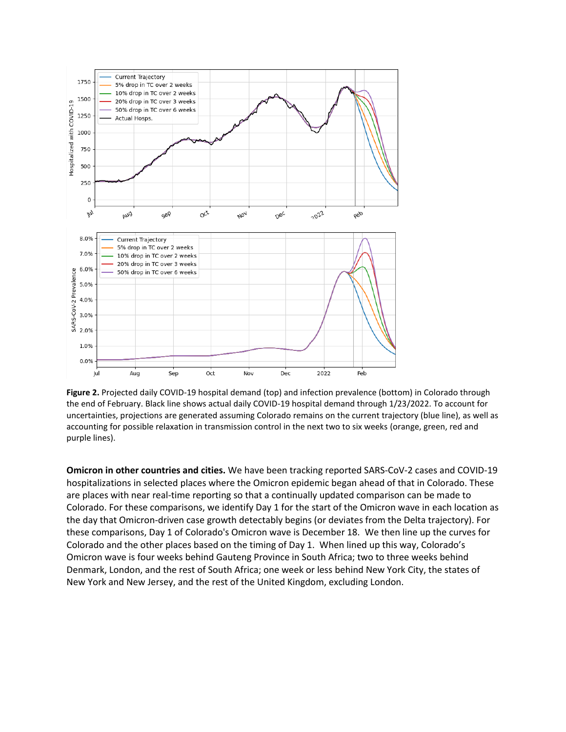**Figure 2.** Projected daily COVID-19 hospital demand (top) and infection prevalence (bottom) in Colorado through the end of February. Black line shows actual daily COVID-19 hospital demand through 1/23/2022. To account for uncertainties, projections are generated assuming Colorado remains on the current trajectory (blue line), as well as accounting for possible relaxation in transmission control in the next two to six weeks (orange, green, red and purple lines).

**Omicron in other countries and cities.** We have been tracking reported SARS-CoV-2 cases and COVID-19 hospitalizations in selected places where the Omicron epidemic began ahead of that in Colorado. These are places with near real-time reporting so that a continually updated comparison can be made to Colorado. For these comparisons, we identify Day 1 for the start of the Omicron wave in each location as the day that Omicron-driven case growth detectably begins (or deviates from the Delta trajectory). For these comparisons, Day 1 of Colorado's Omicron wave is December 18. We then line up the curves for Colorado and the other places based on the timing of Day 1. When lined up this way, Colorado's Omicron wave is four weeks behind Gauteng Province in South Africa; two to three weeks behind Denmark, London, and the rest of South Africa; one week or less behind New York City, the states of New York and New Jersey, and the rest of the United Kingdom, excluding London.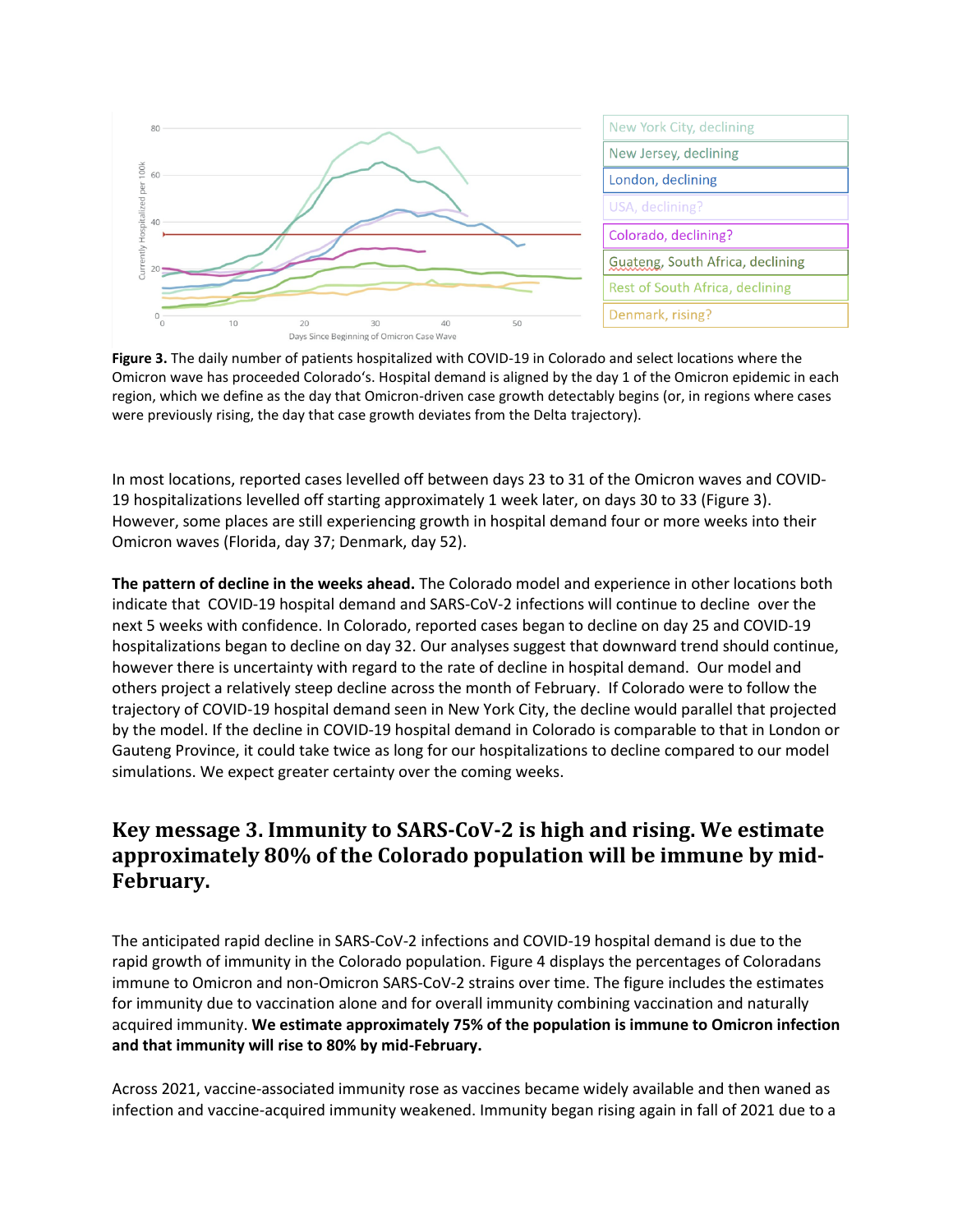**Figure 3.** The daily number of patients hospitalized with COVID-19 in Colorado and select locations where the Omicron wave has proceeded Colorado's. Hospital demand is aligned by the day 1 of the Omicron epidemic in each region, which we define as the day that Omicron-driven case growth detectably begins (or, in regions where cases were previously rising, the day that case growth deviates from the Delta trajectory).

In most locations, reported cases levelled off between days 23 to 31 of the Omicron waves and COVID-19 hospitalizations levelled off starting approximately 1 week later, on days 30 to 33 (Figure 3). However, some places are still experiencing growth in hospital demand four or more weeks into their Omicron waves (Florida, day 37; Denmark, day 52).

**The pattern of decline in the weeks ahead.** The Colorado model and experience in other locations both indicate that COVID-19 hospital demand and SARS-CoV-2 infections will continue to decline over the next 5 weeks with confidence. In Colorado, reported cases began to decline on day 25 and COVID-19 hospitalizations began to decline on day 32. Our analyses suggest that downward trend should continue, however there is uncertainty with regard to the rate of decline in hospital demand. Our model and others project a relatively steep decline across the month of February. If Colorado were to follow the trajectory of COVID-19 hospital demand seen in New York City, the decline would parallel that projected by the model. If the decline in COVID-19 hospital demand in Colorado is comparable to that in London or Gauteng Province, it could take twice as long for our hospitalizations to decline compared to our model simulations. We expect greater certainty over the coming weeks.

## Key message 3. Immunity to SARS-CoV-2 is high and rising. We estimate approximately 80% of the Colorado population will be immune by mid-February.

The anticipated rapid decline in SARS-CoV-2 infections and COVID-19 hospital demand is due to the rapid growth of immunity in the Colorado population. Figure 4 displays the percentages of Coloradans immune to Omicron and non-Omicron SARS-CoV-2 strains over time. The figure includes the estimates for immunity due to vaccination alone and for overall immunity combining vaccination and naturally acquired immunity. **We estimate approximately 75% of the population is immune to Omicron infection and that immunity will rise to 80% by mid-February.**

Across 2021, vaccine-associated immunity rose as vaccines became widely available and then waned as infection and vaccine-acquired immunity weakened. Immunity began rising again in fall of 2021 due to a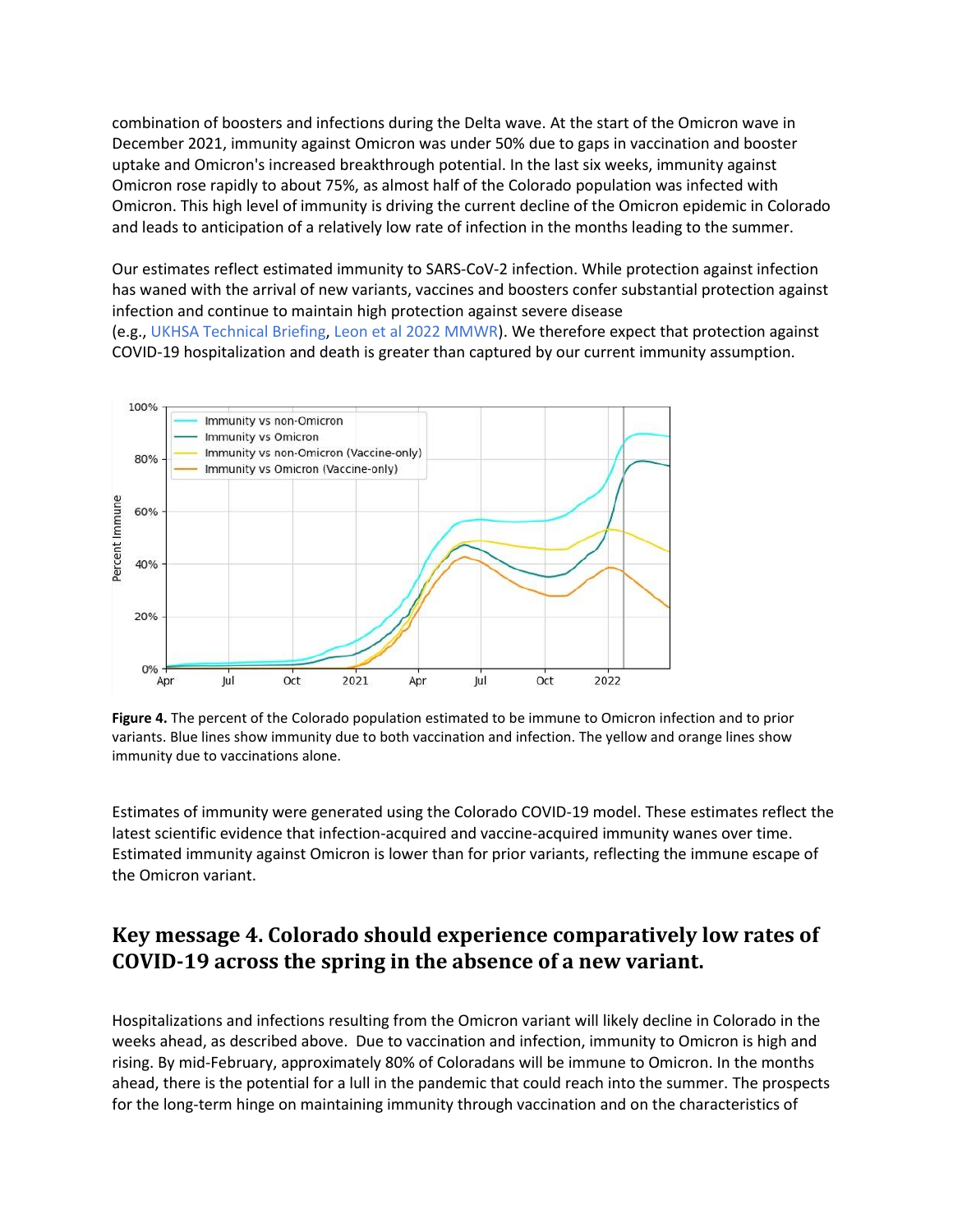combination of boosters and infections during the Delta wave. At the start of the Omicron wave in December 2021, immunity against Omicron was under 50% due to gaps in vaccination and booster uptake and Omicron's increased breakthrough potential. In the last six weeks, immunity against Omicron rose rapidly to about 75%, as almost half of the Colorado population was infected with Omicron. This high level of immunity is driving the current decline of the Omicron epidemic in Colorado and leads to anticipation of a relatively low rate of infection in the months leading to the summer.

Our estimates reflect estimated immunity to SARS-CoV-2 infection. While protection against infection has waned with the arrival of new variants, vaccines and boosters confer substantial protection against infection and continue to maintain high protection against severe disease (e.g., UKHSA Technical Briefing, Leon et al 2022 MMWR). We therefore expect that protection against COVID-19 hospitalization and death is greater than captured by our current immunity assumption.

**Figure 4.** The percent of the Colorado population estimated to be immune to Omicron infection and to prior variants. Blue lines show immunity due to both vaccination and infection. The yellow and orange lines show immunity due to vaccinations alone.

Estimates of immunity were generated using the Colorado COVID-19 model. These estimates reflect the latest scientific evidence that infection-acquired and vaccine-acquired immunity wanes over time. Estimated immunity against Omicron is lower than for prior variants, reflecting the immune escape of the Omicron variant.

## Key message 4. Colorado should experience comparatively low rates of COVID-19 across the spring in the absence of a new variant.

Hospitalizations and infections resulting from the Omicron variant will likely decline in Colorado in the weeks ahead, as described above. Due to vaccination and infection, immunity to Omicron is high and rising. By mid-February, approximately 80% of Coloradans will be immune to Omicron. In the months ahead, there is the potential for a lull in the pandemic that could reach into the summer. The prospects for the long-term hinge on maintaining immunity through vaccination and on the characteristics of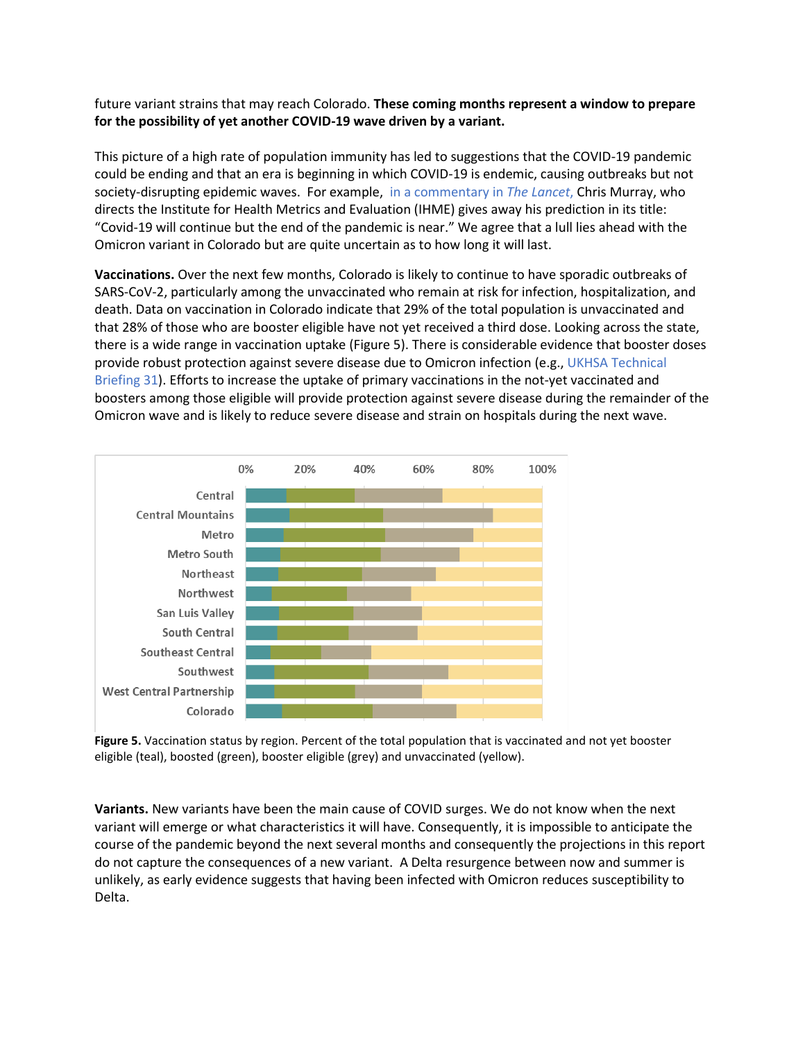future variant strains that may reach Colorado. **These coming months represent a window to prepare for the possibility of yet another COVID-19 wave driven by a variant.**

This picture of a high rate of population immunity has led to suggestions that the COVID-19 pandemic could be ending and that an era is beginning in which COVID-19 is endemic, causing outbreaks but not society-disrupting epidemic waves. For example, in a commentary in *The Lancet,* Chris Murray, who directs the Institute for Health Metrics and Evaluation (IHME) gives away his prediction in its title: "Covid-19 will continue but the end of the pandemic is near." We agree that a lull lies ahead with the Omicron variant in Colorado but are quite uncertain as to how long it will last.

**Vaccinations.** Over the next few months, Colorado is likely to continue to have sporadic outbreaks of SARS-CoV-2, particularly among the unvaccinated who remain at risk for infection, hospitalization, and death. Data on vaccination in Colorado indicate that 29% of the total population is unvaccinated and that 28% of those who are booster eligible have not yet received a third dose. Looking across the state, there is a wide range in vaccination uptake (Figure 5). There is considerable evidence that booster doses provide robust protection against severe disease due to Omicron infection (e.g., UKHSA Technical Briefing 31). Efforts to increase the uptake of primary vaccinations in the not-yet vaccinated and boosters among those eligible will provide protection against severe disease during the remainder of the Omicron wave and is likely to reduce severe disease and strain on hospitals during the next wave.

**Figure 5.** Vaccination status by region. Percent of the total population that is vaccinated and not yet booster eligible (teal), boosted (green), booster eligible (grey) and unvaccinated (yellow).

**Variants.** New variants have been the main cause of COVID surges. We do not know when the next variant will emerge or what characteristics it will have. Consequently, it is impossible to anticipate the course of the pandemic beyond the next several months and consequently the projections in this report do not capture the consequences of a new variant. A Delta resurgence between now and summer is unlikely, as early evidence suggests that having been infected with Omicron reduces susceptibility to Delta.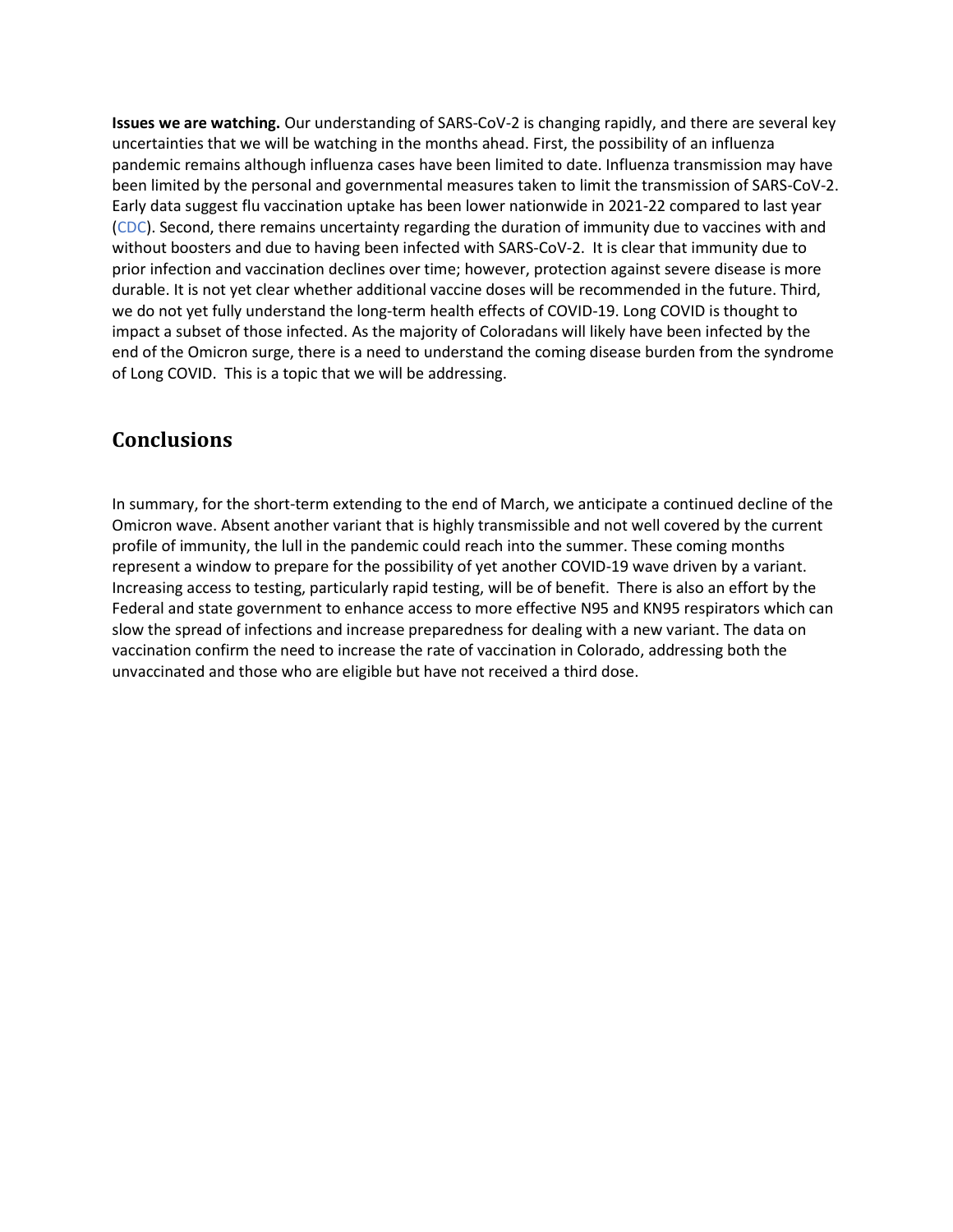**Issues we are watching.** Our understanding of SARS-CoV-2 is changing rapidly, and there are several key uncertainties that we will be watching in the months ahead. First, the possibility of an influenza pandemic remains although influenza cases have been limited to date. Influenza transmission may have been limited by the personal and governmental measures taken to limit the transmission of SARS-CoV-2. Early data suggest flu vaccination uptake has been lower nationwide in 2021-22 compared to last year (CDC). Second, there remains uncertainty regarding the duration of immunity due to vaccines with and without boosters and due to having been infected with SARS-CoV-2. It is clear that immunity due to prior infection and vaccination declines over time; however, protection against severe disease is more durable. It is not yet clear whether additional vaccine doses will be recommended in the future. Third, we do not yet fully understand the long-term health effects of COVID-19. Long COVID is thought to impact a subset of those infected. As the majority of Coloradans will likely have been infected by the end of the Omicron surge, there is a need to understand the coming disease burden from the syndrome of Long COVID. This is a topic that we will be addressing.

## Conclusions

In summary, for the short-term extending to the end of March, we anticipate a continued decline of the Omicron wave. Absent another variant that is highly transmissible and not well covered by the current profile of immunity, the lull in the pandemic could reach into the summer. These coming months represent a window to prepare for the possibility of yet another COVID-19 wave driven by a variant. Increasing access to testing, particularly rapid testing, will be of benefit. There is also an effort by the Federal and state government to enhance access to more effective N95 and KN95 respirators which can slow the spread of infections and increase preparedness for dealing with a new variant. The data on vaccination confirm the need to increase the rate of vaccination in Colorado, addressing both the unvaccinated and those who are eligible but have not received a third dose.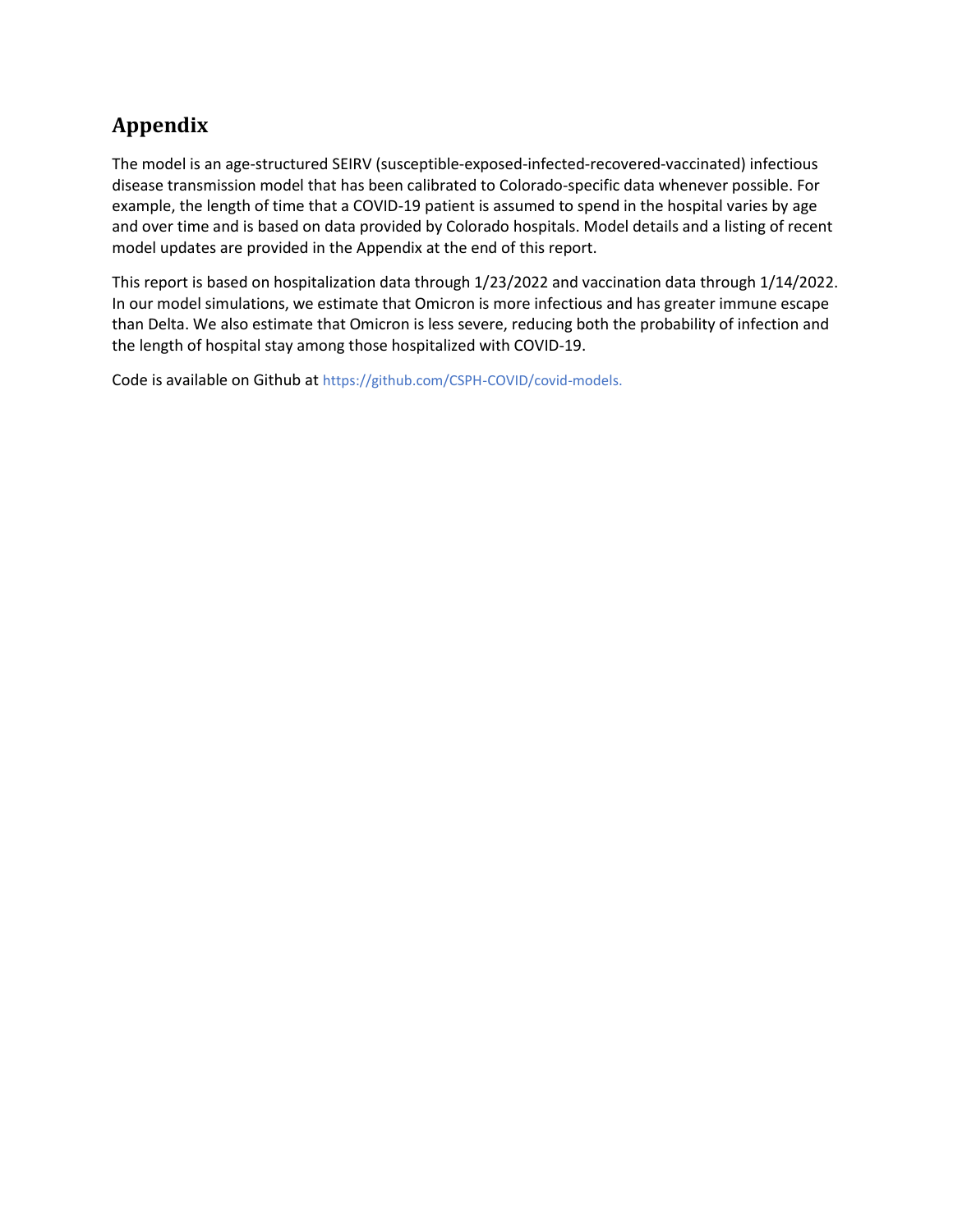## Appendix

The model is an age-structured SEIRV (susceptible-exposed-infected-recovered-vaccinated) infectious disease transmission model that has been calibrated to Colorado-specific data whenever possible. For example, the length of time that a COVID-19 patient is assumed to spend in the hospital varies by age and over time and is based on data provided by Colorado hospitals. Model details and a listing of recent model updates are provided in the Appendix at the end of this report.

This report is based on hospitalization data through 1/23/2022 and vaccination data through 1/14/2022. In our model simulations, we estimate that Omicron is more infectious and has greater immune escape than Delta. We also estimate that Omicron is less severe, reducing both the probability of infection and the length of hospital stay among those hospitalized with COVID-19.

Code is available on Github at https://github.com/CSPH-COVID/covid-models.